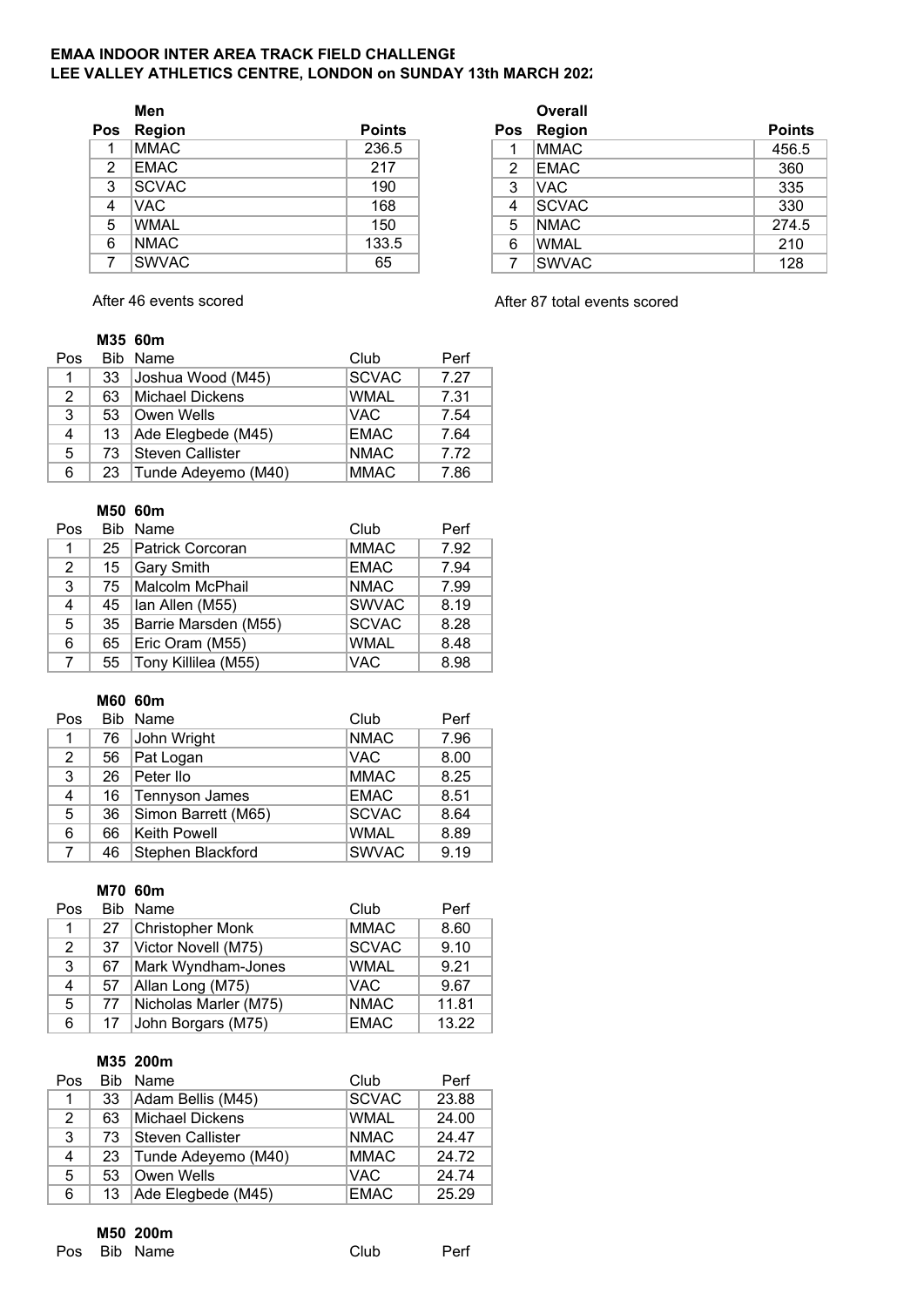**EMAA INDOOR INTER AREA TRACK FIELD CHALLENGE**
**LEE VALLEY ATHLETICS CENTRE, LONDON on SUNDAY 13th MARCH 2022**

**Men**

| Pos | Region | Points |
|---|---|---|
| 1 | MMAC | 236.5 |
| 2 | EMAC | 217 |
| 3 | SCVAC | 190 |
| 4 | VAC | 168 |
| 5 | WMAL | 150 |
| 6 | NMAC | 133.5 |
| 7 | SWVAC | 65 |

After 46 events scored

**Overall**

| Pos | Region | Points |
|---|---|---|
| 1 | MMAC | 456.5 |
| 2 | EMAC | 360 |
| 3 | VAC | 335 |
| 4 | SCVAC | 330 |
| 5 | NMAC | 274.5 |
| 6 | WMAL | 210 |
| 7 | SWVAC | 128 |

After 87 total events scored

**M35 60m**

| Pos | Bib | Name | Club | Perf |
|---|---|---|---|---|
| 1 | 33 | Joshua Wood (M45) | SCVAC | 7.27 |
| 2 | 63 | Michael Dickens | WMAL | 7.31 |
| 3 | 53 | Owen Wells | VAC | 7.54 |
| 4 | 13 | Ade Elegbede (M45) | EMAC | 7.64 |
| 5 | 73 | Steven Callister | NMAC | 7.72 |
| 6 | 23 | Tunde Adeyemo (M40) | MMAC | 7.86 |

**M50 60m**

| Pos | Bib | Name | Club | Perf |
|---|---|---|---|---|
| 1 | 25 | Patrick Corcoran | MMAC | 7.92 |
| 2 | 15 | Gary Smith | EMAC | 7.94 |
| 3 | 75 | Malcolm McPhail | NMAC | 7.99 |
| 4 | 45 | Ian Allen (M55) | SWVAC | 8.19 |
| 5 | 35 | Barrie Marsden (M55) | SCVAC | 8.28 |
| 6 | 65 | Eric Oram (M55) | WMAL | 8.48 |
| 7 | 55 | Tony Killilea (M55) | VAC | 8.98 |

**M60 60m**

| Pos | Bib | Name | Club | Perf |
|---|---|---|---|---|
| 1 | 76 | John Wright | NMAC | 7.96 |
| 2 | 56 | Pat Logan | VAC | 8.00 |
| 3 | 26 | Peter Ilo | MMAC | 8.25 |
| 4 | 16 | Tennyson James | EMAC | 8.51 |
| 5 | 36 | Simon Barrett (M65) | SCVAC | 8.64 |
| 6 | 66 | Keith Powell | WMAL | 8.89 |
| 7 | 46 | Stephen Blackford | SWVAC | 9.19 |

**M70 60m**

| Pos | Bib | Name | Club | Perf |
|---|---|---|---|---|
| 1 | 27 | Christopher Monk | MMAC | 8.60 |
| 2 | 37 | Victor Novell (M75) | SCVAC | 9.10 |
| 3 | 67 | Mark Wyndham-Jones | WMAL | 9.21 |
| 4 | 57 | Allan Long (M75) | VAC | 9.67 |
| 5 | 77 | Nicholas Marler (M75) | NMAC | 11.81 |
| 6 | 17 | John Borgars (M75) | EMAC | 13.22 |

**M35 200m**

| Pos | Bib | Name | Club | Perf |
|---|---|---|---|---|
| 1 | 33 | Adam Bellis (M45) | SCVAC | 23.88 |
| 2 | 63 | Michael Dickens | WMAL | 24.00 |
| 3 | 73 | Steven Callister | NMAC | 24.47 |
| 4 | 23 | Tunde Adeyemo (M40) | MMAC | 24.72 |
| 5 | 53 | Owen Wells | VAC | 24.74 |
| 6 | 13 | Ade Elegbede (M45) | EMAC | 25.29 |

**M50 200m**

| Pos | Bib | Name | Club | Perf |
|---|---|---|---|---|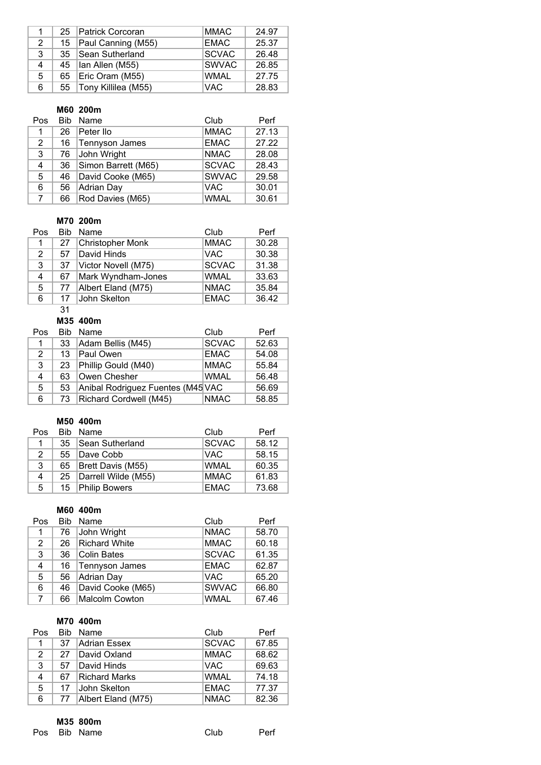| Pos | Bib | Name | Club | Perf |
|---|---|---|---|---|
| 1 | 25 | Patrick Corcoran | MMAC | 24.97 |
| 2 | 15 | Paul Canning (M55) | EMAC | 25.37 |
| 3 | 35 | Sean Sutherland | SCVAC | 26.48 |
| 4 | 45 | Ian Allen (M55) | SWVAC | 26.85 |
| 5 | 65 | Eric Oram (M55) | WMAL | 27.75 |
| 6 | 55 | Tony Killilea (M55) | VAC | 28.83 |

**M60 200m**

| Pos | Bib | Name | Club | Perf |
|---|---|---|---|---|
| 1 | 26 | Peter Ilo | MMAC | 27.13 |
| 2 | 16 | Tennyson James | EMAC | 27.22 |
| 3 | 76 | John Wright | NMAC | 28.08 |
| 4 | 36 | Simon Barrett (M65) | SCVAC | 28.43 |
| 5 | 46 | David Cooke (M65) | SWVAC | 29.58 |
| 6 | 56 | Adrian Day | VAC | 30.01 |
| 7 | 66 | Rod Davies (M65) | WMAL | 30.61 |

**M70 200m**

| Pos | Bib | Name | Club | Perf |
|---|---|---|---|---|
| 1 | 27 | Christopher Monk | MMAC | 30.28 |
| 2 | 57 | David Hinds | VAC | 30.38 |
| 3 | 37 | Victor Novell (M75) | SCVAC | 31.38 |
| 4 | 67 | Mark Wyndham-Jones | WMAL | 33.63 |
| 5 | 77 | Albert Eland (M75) | NMAC | 35.84 |
| 6 | 17 | John Skelton | EMAC | 36.42 |

31

**M35 400m**

| Pos | Bib | Name | Club | Perf |
|---|---|---|---|---|
| 1 | 33 | Adam Bellis (M45) | SCVAC | 52.63 |
| 2 | 13 | Paul Owen | EMAC | 54.08 |
| 3 | 23 | Phillip Gould (M40) | MMAC | 55.84 |
| 4 | 63 | Owen Chesher | WMAL | 56.48 |
| 5 | 53 | Anibal Rodriguez Fuentes (M45 | VAC | 56.69 |
| 6 | 73 | Richard Cordwell (M45) | NMAC | 58.85 |

**M50 400m**

| Pos | Bib | Name | Club | Perf |
|---|---|---|---|---|
| 1 | 35 | Sean Sutherland | SCVAC | 58.12 |
| 2 | 55 | Dave Cobb | VAC | 58.15 |
| 3 | 65 | Brett Davis (M55) | WMAL | 60.35 |
| 4 | 25 | Darrell Wilde (M55) | MMAC | 61.83 |
| 5 | 15 | Philip Bowers | EMAC | 73.68 |

**M60 400m**

| Pos | Bib | Name | Club | Perf |
|---|---|---|---|---|
| 1 | 76 | John Wright | NMAC | 58.70 |
| 2 | 26 | Richard White | MMAC | 60.18 |
| 3 | 36 | Colin Bates | SCVAC | 61.35 |
| 4 | 16 | Tennyson James | EMAC | 62.87 |
| 5 | 56 | Adrian Day | VAC | 65.20 |
| 6 | 46 | David Cooke (M65) | SWVAC | 66.80 |
| 7 | 66 | Malcolm Cowton | WMAL | 67.46 |

**M70 400m**

| Pos | Bib | Name | Club | Perf |
|---|---|---|---|---|
| 1 | 37 | Adrian Essex | SCVAC | 67.85 |
| 2 | 27 | David Oxland | MMAC | 68.62 |
| 3 | 57 | David Hinds | VAC | 69.63 |
| 4 | 67 | Richard Marks | WMAL | 74.18 |
| 5 | 17 | John Skelton | EMAC | 77.37 |
| 6 | 77 | Albert Eland (M75) | NMAC | 82.36 |

**M35 800m**

| Pos | Bib | Name | Club | Perf |
|---|---|---|---|---|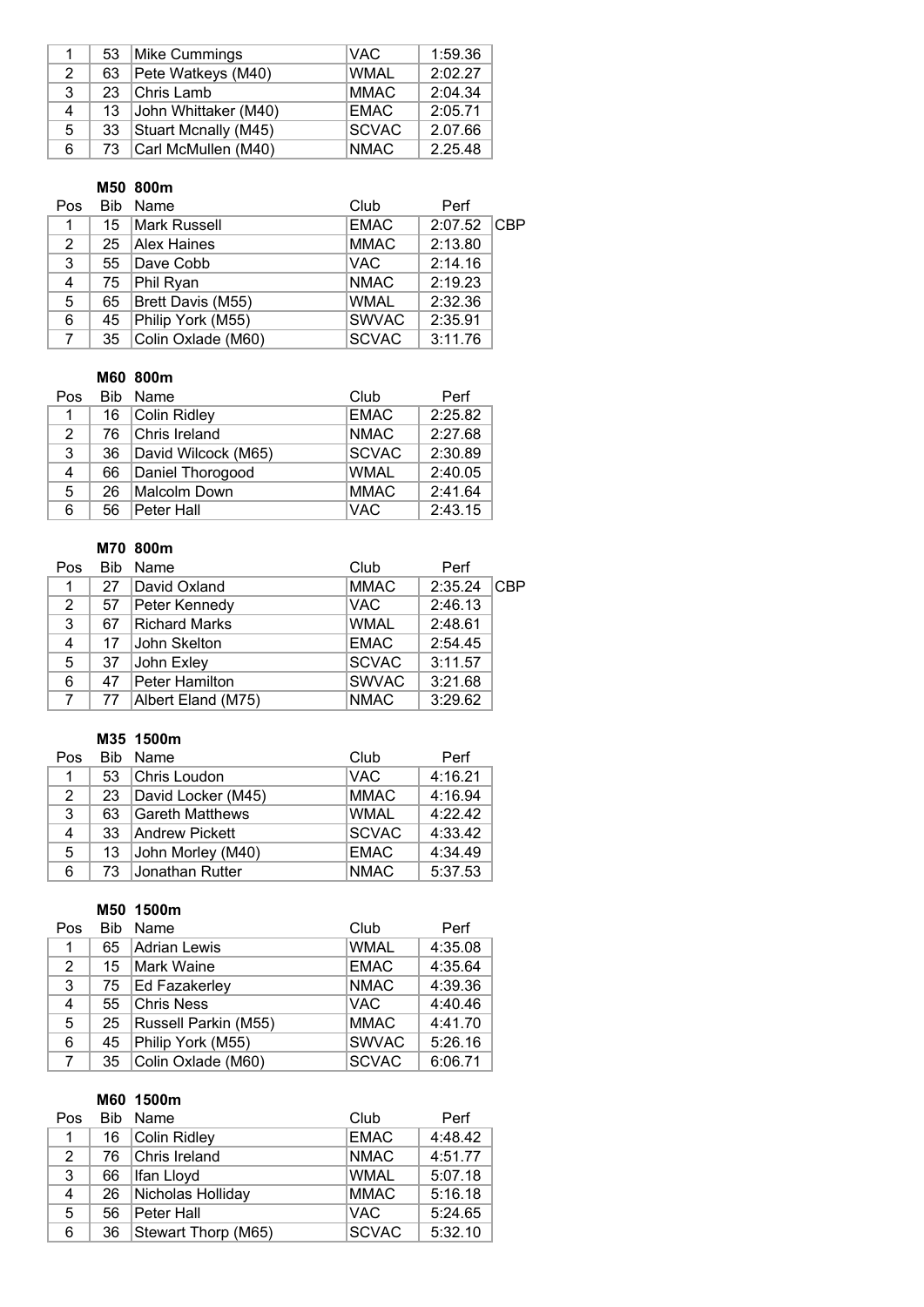| Pos | Bib | Name | Club | Perf |
|---|---|---|---|---|
| 1 | 53 | Mike Cummings | VAC | 1:59.36 |
| 2 | 63 | Pete Watkeys (M40) | WMAL | 2:02.27 |
| 3 | 23 | Chris Lamb | MMAC | 2:04.34 |
| 4 | 13 | John Whittaker (M40) | EMAC | 2:05.71 |
| 5 | 33 | Stuart Mcnally (M45) | SCVAC | 2.07.66 |
| 6 | 73 | Carl McMullen (M40) | NMAC | 2.25.48 |

**M50 800m**

| Pos | Bib | Name | Club | Perf | |
|---|---|---|---|---|---|
| 1 | 15 | Mark Russell | EMAC | 2:07.52 | CBP |
| 2 | 25 | Alex Haines | MMAC | 2:13.80 | |
| 3 | 55 | Dave Cobb | VAC | 2:14.16 | |
| 4 | 75 | Phil Ryan | NMAC | 2:19.23 | |
| 5 | 65 | Brett Davis (M55) | WMAL | 2:32.36 | |
| 6 | 45 | Philip York (M55) | SWVAC | 2:35.91 | |
| 7 | 35 | Colin Oxlade (M60) | SCVAC | 3:11.76 | |

**M60 800m**

| Pos | Bib | Name | Club | Perf |
|---|---|---|---|---|
| 1 | 16 | Colin Ridley | EMAC | 2:25.82 |
| 2 | 76 | Chris Ireland | NMAC | 2:27.68 |
| 3 | 36 | David Wilcock (M65) | SCVAC | 2:30.89 |
| 4 | 66 | Daniel Thorogood | WMAL | 2:40.05 |
| 5 | 26 | Malcolm Down | MMAC | 2:41.64 |
| 6 | 56 | Peter Hall | VAC | 2:43.15 |

**M70 800m**

| Pos | Bib | Name | Club | Perf | |
|---|---|---|---|---|---|
| 1 | 27 | David Oxland | MMAC | 2:35.24 | CBP |
| 2 | 57 | Peter Kennedy | VAC | 2:46.13 | |
| 3 | 67 | Richard Marks | WMAL | 2:48.61 | |
| 4 | 17 | John Skelton | EMAC | 2:54.45 | |
| 5 | 37 | John Exley | SCVAC | 3:11.57 | |
| 6 | 47 | Peter Hamilton | SWVAC | 3:21.68 | |
| 7 | 77 | Albert Eland (M75) | NMAC | 3:29.62 | |

**M35 1500m**

| Pos | Bib | Name | Club | Perf |
|---|---|---|---|---|
| 1 | 53 | Chris Loudon | VAC | 4:16.21 |
| 2 | 23 | David Locker (M45) | MMAC | 4:16.94 |
| 3 | 63 | Gareth Matthews | WMAL | 4:22.42 |
| 4 | 33 | Andrew Pickett | SCVAC | 4:33.42 |
| 5 | 13 | John Morley (M40) | EMAC | 4:34.49 |
| 6 | 73 | Jonathan Rutter | NMAC | 5:37.53 |

**M50 1500m**

| Pos | Bib | Name | Club | Perf |
|---|---|---|---|---|
| 1 | 65 | Adrian Lewis | WMAL | 4:35.08 |
| 2 | 15 | Mark Waine | EMAC | 4:35.64 |
| 3 | 75 | Ed Fazakerley | NMAC | 4:39.36 |
| 4 | 55 | Chris Ness | VAC | 4:40.46 |
| 5 | 25 | Russell Parkin (M55) | MMAC | 4:41.70 |
| 6 | 45 | Philip York (M55) | SWVAC | 5:26.16 |
| 7 | 35 | Colin Oxlade (M60) | SCVAC | 6:06.71 |

**M60 1500m**

| Pos | Bib | Name | Club | Perf |
|---|---|---|---|---|
| 1 | 16 | Colin Ridley | EMAC | 4:48.42 |
| 2 | 76 | Chris Ireland | NMAC | 4:51.77 |
| 3 | 66 | Ifan Lloyd | WMAL | 5:07.18 |
| 4 | 26 | Nicholas Holliday | MMAC | 5:16.18 |
| 5 | 56 | Peter Hall | VAC | 5:24.65 |
| 6 | 36 | Stewart Thorp (M65) | SCVAC | 5:32.10 |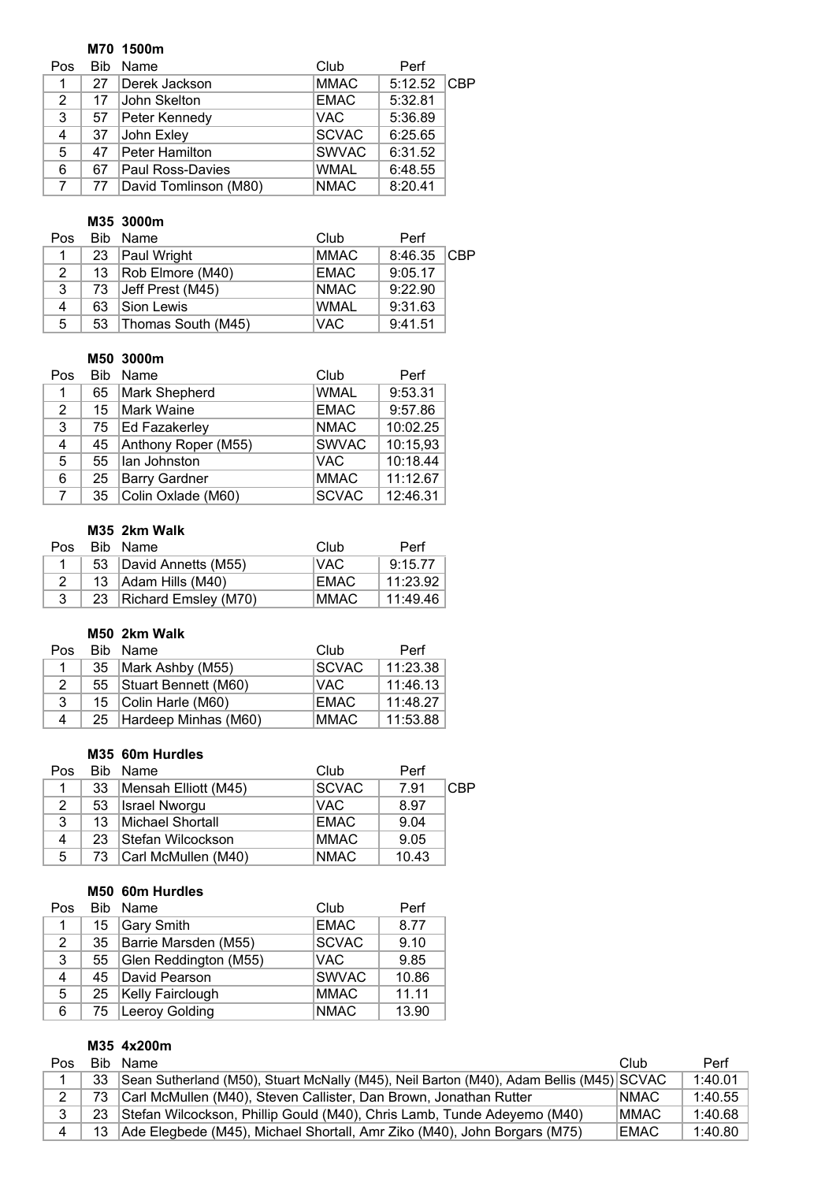### M70 1500m

| Pos | Bib | Name | Club | Perf | |
|---|---|---|---|---|---|
| 1 | 27 | Derek Jackson | MMAC | 5:12.52 | CBP |
| 2 | 17 | John Skelton | EMAC | 5:32.81 | |
| 3 | 57 | Peter Kennedy | VAC | 5:36.89 | |
| 4 | 37 | John Exley | SCVAC | 6:25.65 | |
| 5 | 47 | Peter Hamilton | SWVAC | 6:31.52 | |
| 6 | 67 | Paul Ross-Davies | WMAL | 6:48.55 | |
| 7 | 77 | David Tomlinson (M80) | NMAC | 8:20.41 | |

### M35 3000m

| Pos | Bib | Name | Club | Perf | |
|---|---|---|---|---|---|
| 1 | 23 | Paul Wright | MMAC | 8:46.35 | CBP |
| 2 | 13 | Rob Elmore (M40) | EMAC | 9:05.17 | |
| 3 | 73 | Jeff Prest (M45) | NMAC | 9:22.90 | |
| 4 | 63 | Sion Lewis | WMAL | 9:31.63 | |
| 5 | 53 | Thomas South (M45) | VAC | 9:41.51 | |

### M50 3000m

| Pos | Bib | Name | Club | Perf |
|---|---|---|---|---|
| 1 | 65 | Mark Shepherd | WMAL | 9:53.31 |
| 2 | 15 | Mark Waine | EMAC | 9:57.86 |
| 3 | 75 | Ed Fazakerley | NMAC | 10:02.25 |
| 4 | 45 | Anthony Roper (M55) | SWVAC | 10:15,93 |
| 5 | 55 | Ian Johnston | VAC | 10:18.44 |
| 6 | 25 | Barry Gardner | MMAC | 11:12.67 |
| 7 | 35 | Colin Oxlade (M60) | SCVAC | 12:46.31 |

### M35 2km Walk

| Pos | Bib | Name | Club | Perf |
|---|---|---|---|---|
| 1 | 53 | David Annetts (M55) | VAC | 9:15.77 |
| 2 | 13 | Adam Hills (M40) | EMAC | 11:23.92 |
| 3 | 23 | Richard Emsley (M70) | MMAC | 11:49.46 |

### M50 2km Walk

| Pos | Bib | Name | Club | Perf |
|---|---|---|---|---|
| 1 | 35 | Mark Ashby (M55) | SCVAC | 11:23.38 |
| 2 | 55 | Stuart Bennett (M60) | VAC | 11:46.13 |
| 3 | 15 | Colin Harle (M60) | EMAC | 11:48.27 |
| 4 | 25 | Hardeep Minhas (M60) | MMAC | 11:53.88 |

### M35 60m Hurdles

| Pos | Bib | Name | Club | Perf | |
|---|---|---|---|---|---|
| 1 | 33 | Mensah Elliott (M45) | SCVAC | 7.91 | CBP |
| 2 | 53 | Israel Nworgu | VAC | 8.97 | |
| 3 | 13 | Michael Shortall | EMAC | 9.04 | |
| 4 | 23 | Stefan Wilcockson | MMAC | 9.05 | |
| 5 | 73 | Carl McMullen (M40) | NMAC | 10.43 | |

### M50 60m Hurdles

| Pos | Bib | Name | Club | Perf |
|---|---|---|---|---|
| 1 | 15 | Gary Smith | EMAC | 8.77 |
| 2 | 35 | Barrie Marsden (M55) | SCVAC | 9.10 |
| 3 | 55 | Glen Reddington (M55) | VAC | 9.85 |
| 4 | 45 | David Pearson | SWVAC | 10.86 |
| 5 | 25 | Kelly Fairclough | MMAC | 11.11 |
| 6 | 75 | Leeroy Golding | NMAC | 13.90 |

### M35 4x200m

| Pos | Bib | Name | Club | Perf |
|---|---|---|---|---|
| 1 | 33 | Sean Sutherland (M50), Stuart McNally (M45), Neil Barton (M40), Adam Bellis (M45) | SCVAC | 1:40.01 |
| 2 | 73 | Carl McMullen (M40), Steven Callister, Dan Brown, Jonathan Rutter | NMAC | 1:40.55 |
| 3 | 23 | Stefan Wilcockson, Phillip Gould (M40), Chris Lamb, Tunde Adeyemo (M40) | MMAC | 1:40.68 |
| 4 | 13 | Ade Elegbede (M45), Michael Shortall, Amr Ziko (M40), John Borgars (M75) | EMAC | 1:40.80 |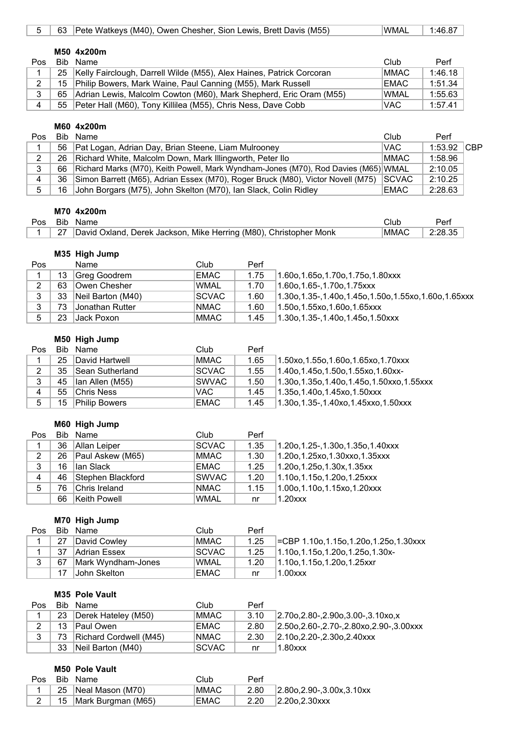| 5 | 63 | Pete Watkeys (M40), Owen Chesher, Sion Lewis, Brett Davis (M55) | WMAL | 1:46.87 |
|---|---|---|---|---|

### M50 4x200m

| Pos | Bib | Name | Club | Perf |
|---|---|---|---|---|
| 1 | 25 | Kelly Fairclough, Darrell Wilde (M55), Alex Haines, Patrick Corcoran | MMAC | 1:46.18 |
| 2 | 15 | Philip Bowers, Mark Waine, Paul Canning (M55), Mark Russell | EMAC | 1:51.34 |
| 3 | 65 | Adrian Lewis, Malcolm Cowton (M60), Mark Shepherd, Eric Oram (M55) | WMAL | 1:55.63 |
| 4 | 55 | Peter Hall (M60), Tony Killilea (M55), Chris Ness, Dave Cobb | VAC | 1:57.41 |

### M60 4x200m

| Pos | Bib | Name | Club | Perf | |
|---|---|---|---|---|---|
| 1 | 56 | Pat Logan, Adrian Day, Brian Steene, Liam Mulrooney | VAC | 1:53.92 | CBP |
| 2 | 26 | Richard White, Malcolm Down, Mark Illingworth, Peter Ilo | MMAC | 1:58.96 | |
| 3 | 66 | Richard Marks (M70), Keith Powell, Mark Wyndham-Jones (M70), Rod Davies (M65) | WMAL | 2:10.05 | |
| 4 | 36 | Simon Barrett (M65), Adrian Essex (M70), Roger Bruck (M80), Victor Novell (M75) | SCVAC | 2:10.25 | |
| 5 | 16 | John Borgars (M75), John Skelton (M70), Ian Slack, Colin Ridley | EMAC | 2:28.63 | |

### M70 4x200m

| Pos | Bib | Name | Club | Perf |
|---|---|---|---|---|
| 1 | 27 | David Oxland, Derek Jackson, Mike Herring (M80), Christopher Monk | MMAC | 2:28.35 |

### M35 High Jump

| Pos | | Name | Club | Perf | |
|---|---|---|---|---|---|
| 1 | 13 | Greg Goodrem | EMAC | 1.75 | 1.60o,1.65o,1.70o,1.75o,1.80xxx |
| 2 | 63 | Owen Chesher | WMAL | 1.70 | 1.60o,1.65-,1.70o,1.75xxx |
| 3 | 33 | Neil Barton (M40) | SCVAC | 1.60 | 1.30o,1.35-,1.40o,1.45o,1.50o,1.55xo,1.60o,1.65xxx |
| 3 | 73 | Jonathan Rutter | NMAC | 1.60 | 1.50o,1.55xo,1.60o,1.65xxx |
| 5 | 23 | Jack Poxon | MMAC | 1.45 | 1.30o,1.35-,1.40o,1.45o,1.50xxx |

### M50 High Jump

| Pos | Bib | Name | Club | Perf | |
|---|---|---|---|---|---|
| 1 | 25 | David Hartwell | MMAC | 1.65 | 1.50xo,1.55o,1.60o,1.65xo,1.70xxx |
| 2 | 35 | Sean Sutherland | SCVAC | 1.55 | 1.40o,1.45o,1.50o,1.55xo,1.60xx- |
| 3 | 45 | Ian Allen (M55) | SWVAC | 1.50 | 1.30o,1.35o,1.40o,1.45o,1.50xxo,1.55xxx |
| 4 | 55 | Chris Ness | VAC | 1.45 | 1.35o,1.40o,1.45xo,1.50xxx |
| 5 | 15 | Philip Bowers | EMAC | 1.45 | 1.30o,1.35-,1.40xo,1.45xxo,1.50xxx |

### M60 High Jump

| Pos | Bib | Name | Club | Perf | |
|---|---|---|---|---|---|
| 1 | 36 | Allan Leiper | SCVAC | 1.35 | 1.20o,1.25-,1.30o,1.35o,1.40xxx |
| 2 | 26 | Paul Askew (M65) | MMAC | 1.30 | 1.20o,1.25xo,1.30xxo,1.35xxx |
| 3 | 16 | Ian Slack | EMAC | 1.25 | 1.20o,1.25o,1.30x,1.35xx |
| 4 | 46 | Stephen Blackford | SWVAC | 1.20 | 1.10o,1.15o,1.20o,1.25xxx |
| 5 | 76 | Chris Ireland | NMAC | 1.15 | 1.00o,1.10o,1.15xo,1.20xxx |
| | 66 | Keith Powell | WMAL | nr | 1.20xxx |

### M70 High Jump

| Pos | Bib | Name | Club | Perf | |
|---|---|---|---|---|---|
| 1 | 27 | David Cowley | MMAC | 1.25 | =CBP 1.10o,1.15o,1.20o,1.25o,1.30xxx |
| 1 | 37 | Adrian Essex | SCVAC | 1.25 | 1.10o,1.15o,1.20o,1.25o,1.30x- |
| 3 | 67 | Mark Wyndham-Jones | WMAL | 1.20 | 1.10o,1.15o,1.20o,1.25xxr |
| | 17 | John Skelton | EMAC | nr | 1.00xxx |

### M35 Pole Vault

| Pos | Bib | Name | Club | Perf | |
|---|---|---|---|---|---|
| 1 | 23 | Derek Hateley (M50) | MMAC | 3.10 | 2.70o,2.80-,2.90o,3.00-,3.10xo,x |
| 2 | 13 | Paul Owen | EMAC | 2.80 | 2.50o,2.60-,2.70-,2.80xo,2.90-,3.00xxx |
| 3 | 73 | Richard Cordwell (M45) | NMAC | 2.30 | 2.10o,2.20-,2.30o,2.40xxx |
| | 33 | Neil Barton (M40) | SCVAC | nr | 1.80xxx |

### M50 Pole Vault

| Pos | Bib | Name | Club | Perf | |
|---|---|---|---|---|---|
| 1 | 25 | Neal Mason (M70) | MMAC | 2.80 | 2.80o,2.90-,3.00x,3.10xx |
| 2 | 15 | Mark Burgman (M65) | EMAC | 2.20 | 2.20o,2.30xxx |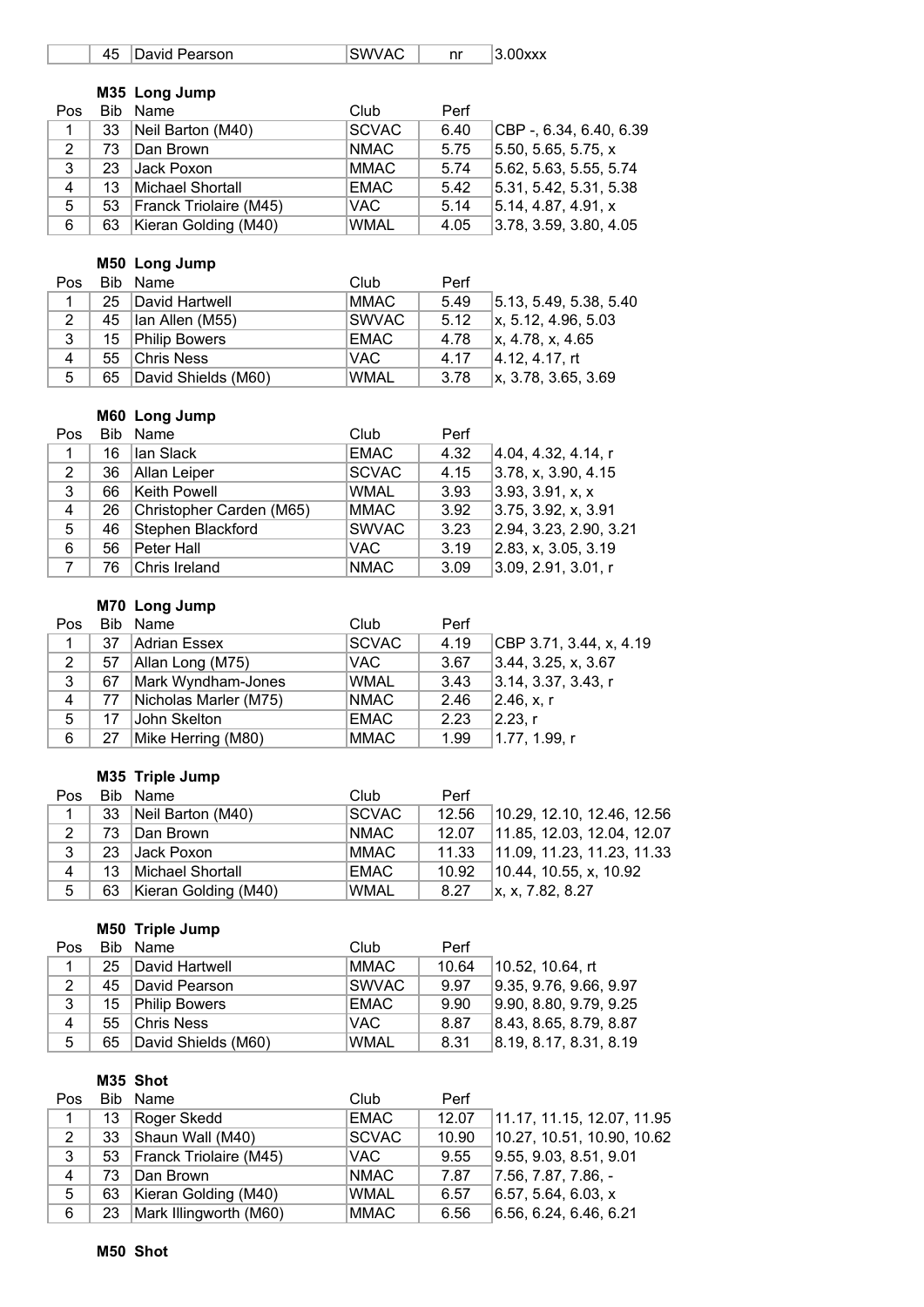|  | 45 | David Pearson | SWVAC | nr | 3.00xxx |
|---|---|---|---|---|---|

**M35 Long Jump**

| Pos | Bib | Name | Club | Perf | |
|---|---|---|---|---|---|
| 1 | 33 | Neil Barton (M40) | SCVAC | 6.40 | CBP -, 6.34, 6.40, 6.39 |
| 2 | 73 | Dan Brown | NMAC | 5.75 | 5.50, 5.65, 5.75, x |
| 3 | 23 | Jack Poxon | MMAC | 5.74 | 5.62, 5.63, 5.55, 5.74 |
| 4 | 13 | Michael Shortall | EMAC | 5.42 | 5.31, 5.42, 5.31, 5.38 |
| 5 | 53 | Franck Triolaire (M45) | VAC | 5.14 | 5.14, 4.87, 4.91, x |
| 6 | 63 | Kieran Golding (M40) | WMAL | 4.05 | 3.78, 3.59, 3.80, 4.05 |

**M50 Long Jump**

| Pos | Bib | Name | Club | Perf | |
|---|---|---|---|---|---|
| 1 | 25 | David Hartwell | MMAC | 5.49 | 5.13, 5.49, 5.38, 5.40 |
| 2 | 45 | Ian Allen (M55) | SWVAC | 5.12 | x, 5.12, 4.96, 5.03 |
| 3 | 15 | Philip Bowers | EMAC | 4.78 | x, 4.78, x, 4.65 |
| 4 | 55 | Chris Ness | VAC | 4.17 | 4.12, 4.17, rt |
| 5 | 65 | David Shields (M60) | WMAL | 3.78 | x, 3.78, 3.65, 3.69 |

**M60 Long Jump**

| Pos | Bib | Name | Club | Perf | |
|---|---|---|---|---|---|
| 1 | 16 | Ian Slack | EMAC | 4.32 | 4.04, 4.32, 4.14, r |
| 2 | 36 | Allan Leiper | SCVAC | 4.15 | 3.78, x, 3.90, 4.15 |
| 3 | 66 | Keith Powell | WMAL | 3.93 | 3.93, 3.91, x, x |
| 4 | 26 | Christopher Carden (M65) | MMAC | 3.92 | 3.75, 3.92, x, 3.91 |
| 5 | 46 | Stephen Blackford | SWVAC | 3.23 | 2.94, 3.23, 2.90, 3.21 |
| 6 | 56 | Peter Hall | VAC | 3.19 | 2.83, x, 3.05, 3.19 |
| 7 | 76 | Chris Ireland | NMAC | 3.09 | 3.09, 2.91, 3.01, r |

**M70 Long Jump**

| Pos | Bib | Name | Club | Perf | |
|---|---|---|---|---|---|
| 1 | 37 | Adrian Essex | SCVAC | 4.19 | CBP 3.71, 3.44, x, 4.19 |
| 2 | 57 | Allan Long (M75) | VAC | 3.67 | 3.44, 3.25, x, 3.67 |
| 3 | 67 | Mark Wyndham-Jones | WMAL | 3.43 | 3.14, 3.37, 3.43, r |
| 4 | 77 | Nicholas Marler (M75) | NMAC | 2.46 | 2.46, x, r |
| 5 | 17 | John Skelton | EMAC | 2.23 | 2.23, r |
| 6 | 27 | Mike Herring (M80) | MMAC | 1.99 | 1.77, 1.99, r |

**M35 Triple Jump**

| Pos | Bib | Name | Club | Perf | |
|---|---|---|---|---|---|
| 1 | 33 | Neil Barton (M40) | SCVAC | 12.56 | 10.29, 12.10, 12.46, 12.56 |
| 2 | 73 | Dan Brown | NMAC | 12.07 | 11.85, 12.03, 12.04, 12.07 |
| 3 | 23 | Jack Poxon | MMAC | 11.33 | 11.09, 11.23, 11.23, 11.33 |
| 4 | 13 | Michael Shortall | EMAC | 10.92 | 10.44, 10.55, x, 10.92 |
| 5 | 63 | Kieran Golding (M40) | WMAL | 8.27 | x, x, 7.82, 8.27 |

**M50 Triple Jump**

| Pos | Bib | Name | Club | Perf | |
|---|---|---|---|---|---|
| 1 | 25 | David Hartwell | MMAC | 10.64 | 10.52, 10.64, rt |
| 2 | 45 | David Pearson | SWVAC | 9.97 | 9.35, 9.76, 9.66, 9.97 |
| 3 | 15 | Philip Bowers | EMAC | 9.90 | 9.90, 8.80, 9.79, 9.25 |
| 4 | 55 | Chris Ness | VAC | 8.87 | 8.43, 8.65, 8.79, 8.87 |
| 5 | 65 | David Shields (M60) | WMAL | 8.31 | 8.19, 8.17, 8.31, 8.19 |

**M35 Shot**

| Pos | Bib | Name | Club | Perf | |
|---|---|---|---|---|---|
| 1 | 13 | Roger Skedd | EMAC | 12.07 | 11.17, 11.15, 12.07, 11.95 |
| 2 | 33 | Shaun Wall (M40) | SCVAC | 10.90 | 10.27, 10.51, 10.90, 10.62 |
| 3 | 53 | Franck Triolaire (M45) | VAC | 9.55 | 9.55, 9.03, 8.51, 9.01 |
| 4 | 73 | Dan Brown | NMAC | 7.87 | 7.56, 7.87, 7.86, - |
| 5 | 63 | Kieran Golding (M40) | WMAL | 6.57 | 6.57, 5.64, 6.03, x |
| 6 | 23 | Mark Illingworth (M60) | MMAC | 6.56 | 6.56, 6.24, 6.46, 6.21 |

**M50 Shot**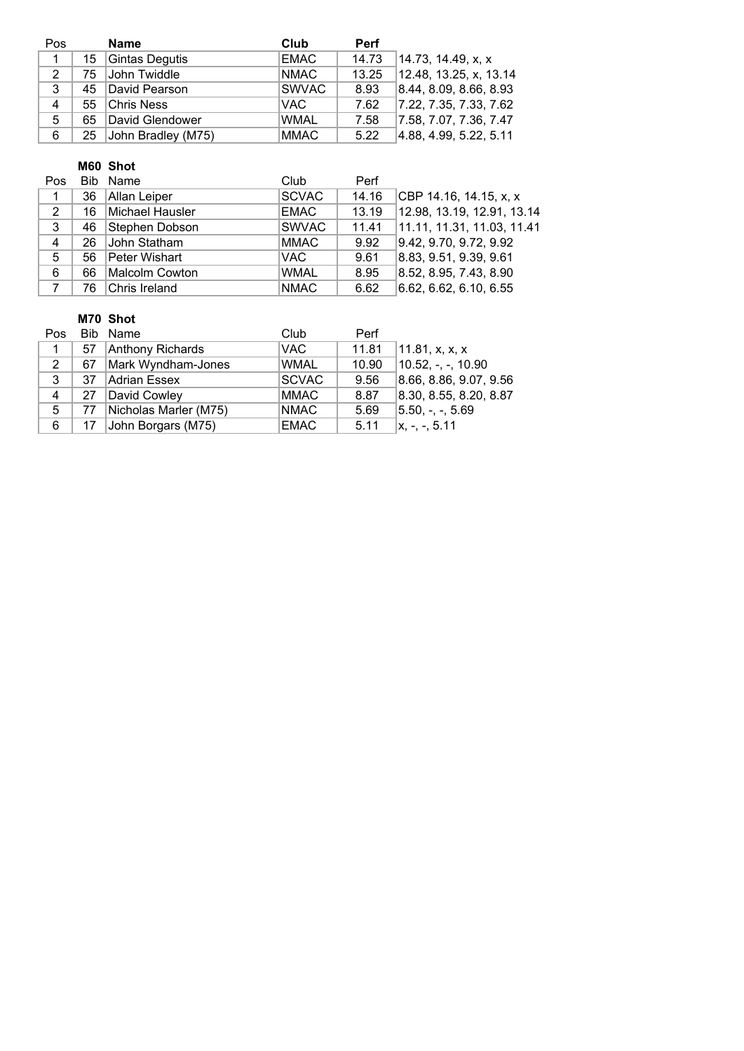| Pos | | Name | Club | Perf | |
|---|---|---|---|---|---|
| 1 | 15 | Gintas Degutis | EMAC | 14.73 | 14.73, 14.49, x, x |
| 2 | 75 | John Twiddle | NMAC | 13.25 | 12.48, 13.25, x, 13.14 |
| 3 | 45 | David Pearson | SWVAC | 8.93 | 8.44, 8.09, 8.66, 8.93 |
| 4 | 55 | Chris Ness | VAC | 7.62 | 7.22, 7.35, 7.33, 7.62 |
| 5 | 65 | David Glendower | WMAL | 7.58 | 7.58, 7.07, 7.36, 7.47 |
| 6 | 25 | John Bradley (M75) | MMAC | 5.22 | 4.88, 4.99, 5.22, 5.11 |

**M60 Shot**

| Pos | Bib | Name | Club | Perf | |
|---|---|---|---|---|---|
| 1 | 36 | Allan Leiper | SCVAC | 14.16 | CBP 14.16, 14.15, x, x |
| 2 | 16 | Michael Hausler | EMAC | 13.19 | 12.98, 13.19, 12.91, 13.14 |
| 3 | 46 | Stephen Dobson | SWVAC | 11.41 | 11.11, 11.31, 11.03, 11.41 |
| 4 | 26 | John Statham | MMAC | 9.92 | 9.42, 9.70, 9.72, 9.92 |
| 5 | 56 | Peter Wishart | VAC | 9.61 | 8.83, 9.51, 9.39, 9.61 |
| 6 | 66 | Malcolm Cowton | WMAL | 8.95 | 8.52, 8.95, 7.43, 8.90 |
| 7 | 76 | Chris Ireland | NMAC | 6.62 | 6.62, 6.62, 6.10, 6.55 |

**M70 Shot**

| Pos | Bib | Name | Club | Perf | |
|---|---|---|---|---|---|
| 1 | 57 | Anthony Richards | VAC | 11.81 | 11.81, x, x, x |
| 2 | 67 | Mark Wyndham-Jones | WMAL | 10.90 | 10.52, -, -, 10.90 |
| 3 | 37 | Adrian Essex | SCVAC | 9.56 | 8.66, 8.86, 9.07, 9.56 |
| 4 | 27 | David Cowley | MMAC | 8.87 | 8.30, 8.55, 8.20, 8.87 |
| 5 | 77 | Nicholas Marler (M75) | NMAC | 5.69 | 5.50, -, -, 5.69 |
| 6 | 17 | John Borgars (M75) | EMAC | 5.11 | x, -, -, 5.11 |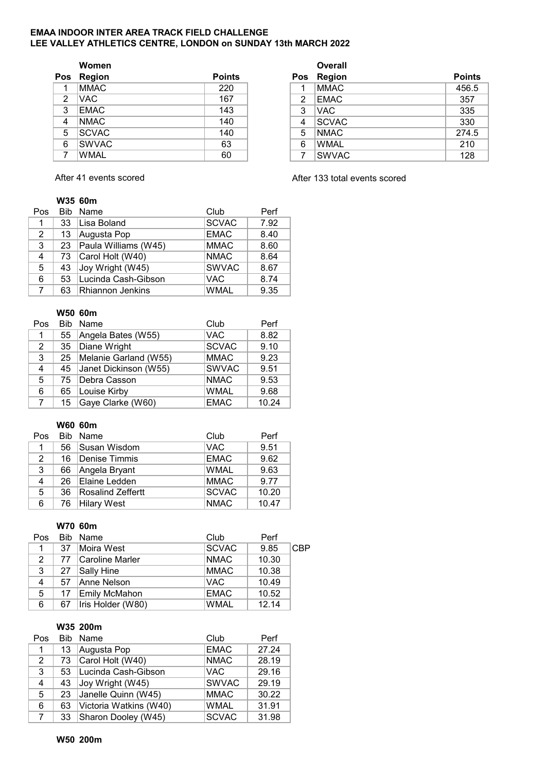**EMAA INDOOR INTER AREA TRACK FIELD CHALLENGE**
**LEE VALLEY ATHLETICS CENTRE, LONDON on SUNDAY 13th MARCH 2022**

**Women**

| Pos | Region | Points |
|---|---|---|
| 1 | MMAC | 220 |
| 2 | VAC | 167 |
| 3 | EMAC | 143 |
| 4 | NMAC | 140 |
| 5 | SCVAC | 140 |
| 6 | SWVAC | 63 |
| 7 | WMAL | 60 |

After 41 events scored

**Overall**

| Pos | Region | Points |
|---|---|---|
| 1 | MMAC | 456.5 |
| 2 | EMAC | 357 |
| 3 | VAC | 335 |
| 4 | SCVAC | 330 |
| 5 | NMAC | 274.5 |
| 6 | WMAL | 210 |
| 7 | SWVAC | 128 |

After 133 total events scored

**W35 60m**

| Pos | Bib | Name | Club | Perf |
|---|---|---|---|---|
| 1 | 33 | Lisa Boland | SCVAC | 7.92 |
| 2 | 13 | Augusta Pop | EMAC | 8.40 |
| 3 | 23 | Paula Williams (W45) | MMAC | 8.60 |
| 4 | 73 | Carol Holt (W40) | NMAC | 8.64 |
| 5 | 43 | Joy Wright (W45) | SWVAC | 8.67 |
| 6 | 53 | Lucinda Cash-Gibson | VAC | 8.74 |
| 7 | 63 | Rhiannon Jenkins | WMAL | 9.35 |

**W50 60m**

| Pos | Bib | Name | Club | Perf |
|---|---|---|---|---|
| 1 | 55 | Angela Bates (W55) | VAC | 8.82 |
| 2 | 35 | Diane Wright | SCVAC | 9.10 |
| 3 | 25 | Melanie Garland (W55) | MMAC | 9.23 |
| 4 | 45 | Janet Dickinson (W55) | SWVAC | 9.51 |
| 5 | 75 | Debra Casson | NMAC | 9.53 |
| 6 | 65 | Louise Kirby | WMAL | 9.68 |
| 7 | 15 | Gaye Clarke (W60) | EMAC | 10.24 |

**W60 60m**

| Pos | Bib | Name | Club | Perf |
|---|---|---|---|---|
| 1 | 56 | Susan Wisdom | VAC | 9.51 |
| 2 | 16 | Denise Timmis | EMAC | 9.62 |
| 3 | 66 | Angela Bryant | WMAL | 9.63 |
| 4 | 26 | Elaine Ledden | MMAC | 9.77 |
| 5 | 36 | Rosalind Zeffertt | SCVAC | 10.20 |
| 6 | 76 | Hilary West | NMAC | 10.47 |

**W70 60m**

| Pos | Bib | Name | Club | Perf | |
|---|---|---|---|---|---|
| 1 | 37 | Moira West | SCVAC | 9.85 | CBP |
| 2 | 77 | Caroline Marler | NMAC | 10.30 | |
| 3 | 27 | Sally Hine | MMAC | 10.38 | |
| 4 | 57 | Anne Nelson | VAC | 10.49 | |
| 5 | 17 | Emily McMahon | EMAC | 10.52 | |
| 6 | 67 | Iris Holder (W80) | WMAL | 12.14 | |

**W35 200m**

| Pos | Bib | Name | Club | Perf |
|---|---|---|---|---|
| 1 | 13 | Augusta Pop | EMAC | 27.24 |
| 2 | 73 | Carol Holt (W40) | NMAC | 28.19 |
| 3 | 53 | Lucinda Cash-Gibson | VAC | 29.16 |
| 4 | 43 | Joy Wright (W45) | SWVAC | 29.19 |
| 5 | 23 | Janelle Quinn (W45) | MMAC | 30.22 |
| 6 | 63 | Victoria Watkins (W40) | WMAL | 31.91 |
| 7 | 33 | Sharon Dooley (W45) | SCVAC | 31.98 |

**W50 200m**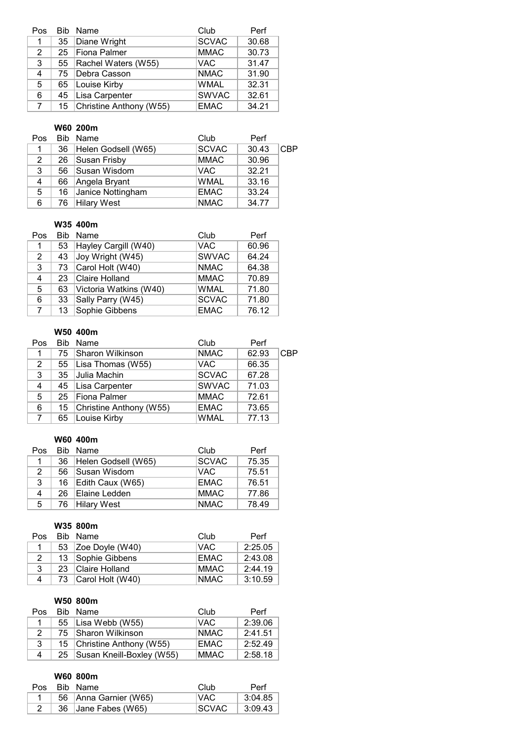| Pos | Bib | Name | Club | Perf | |
|---|---|---|---|---|---|
| 1 | 35 | Diane Wright | SCVAC | 30.68 | |
| 2 | 25 | Fiona Palmer | MMAC | 30.73 | |
| 3 | 55 | Rachel Waters (W55) | VAC | 31.47 | |
| 4 | 75 | Debra Casson | NMAC | 31.90 | |
| 5 | 65 | Louise Kirby | WMAL | 32.31 | |
| 6 | 45 | Lisa Carpenter | SWVAC | 32.61 | |
| 7 | 15 | Christine Anthony (W55) | EMAC | 34.21 | |

### W60 200m

| Pos | Bib | Name | Club | Perf | |
|---|---|---|---|---|---|
| 1 | 36 | Helen Godsell (W65) | SCVAC | 30.43 | CBP |
| 2 | 26 | Susan Frisby | MMAC | 30.96 | |
| 3 | 56 | Susan Wisdom | VAC | 32.21 | |
| 4 | 66 | Angela Bryant | WMAL | 33.16 | |
| 5 | 16 | Janice Nottingham | EMAC | 33.24 | |
| 6 | 76 | Hilary West | NMAC | 34.77 | |

### W35 400m

| Pos | Bib | Name | Club | Perf |
|---|---|---|---|---|
| 1 | 53 | Hayley Cargill (W40) | VAC | 60.96 |
| 2 | 43 | Joy Wright (W45) | SWVAC | 64.24 |
| 3 | 73 | Carol Holt (W40) | NMAC | 64.38 |
| 4 | 23 | Claire Holland | MMAC | 70.89 |
| 5 | 63 | Victoria Watkins (W40) | WMAL | 71.80 |
| 6 | 33 | Sally Parry (W45) | SCVAC | 71.80 |
| 7 | 13 | Sophie Gibbens | EMAC | 76.12 |

### W50 400m

| Pos | Bib | Name | Club | Perf | |
|---|---|---|---|---|---|
| 1 | 75 | Sharon Wilkinson | NMAC | 62.93 | CBP |
| 2 | 55 | Lisa Thomas (W55) | VAC | 66.35 | |
| 3 | 35 | Julia Machin | SCVAC | 67.28 | |
| 4 | 45 | Lisa Carpenter | SWVAC | 71.03 | |
| 5 | 25 | Fiona Palmer | MMAC | 72.61 | |
| 6 | 15 | Christine Anthony (W55) | EMAC | 73.65 | |
| 7 | 65 | Louise Kirby | WMAL | 77.13 | |

### W60 400m

| Pos | Bib | Name | Club | Perf |
|---|---|---|---|---|
| 1 | 36 | Helen Godsell (W65) | SCVAC | 75.35 |
| 2 | 56 | Susan Wisdom | VAC | 75.51 |
| 3 | 16 | Edith Caux (W65) | EMAC | 76.51 |
| 4 | 26 | Elaine Ledden | MMAC | 77.86 |
| 5 | 76 | Hilary West | NMAC | 78.49 |

### W35 800m

| Pos | Bib | Name | Club | Perf |
|---|---|---|---|---|
| 1 | 53 | Zoe Doyle (W40) | VAC | 2:25.05 |
| 2 | 13 | Sophie Gibbens | EMAC | 2:43.08 |
| 3 | 23 | Claire Holland | MMAC | 2:44.19 |
| 4 | 73 | Carol Holt (W40) | NMAC | 3:10.59 |

### W50 800m

| Pos | Bib | Name | Club | Perf |
|---|---|---|---|---|
| 1 | 55 | Lisa Webb (W55) | VAC | 2:39.06 |
| 2 | 75 | Sharon Wilkinson | NMAC | 2:41.51 |
| 3 | 15 | Christine Anthony (W55) | EMAC | 2:52.49 |
| 4 | 25 | Susan Kneill-Boxley (W55) | MMAC | 2:58.18 |

### W60 800m

| Pos | Bib | Name | Club | Perf |
|---|---|---|---|---|
| 1 | 56 | Anna Garnier (W65) | VAC | 3:04.85 |
| 2 | 36 | Jane Fabes (W65) | SCVAC | 3:09.43 |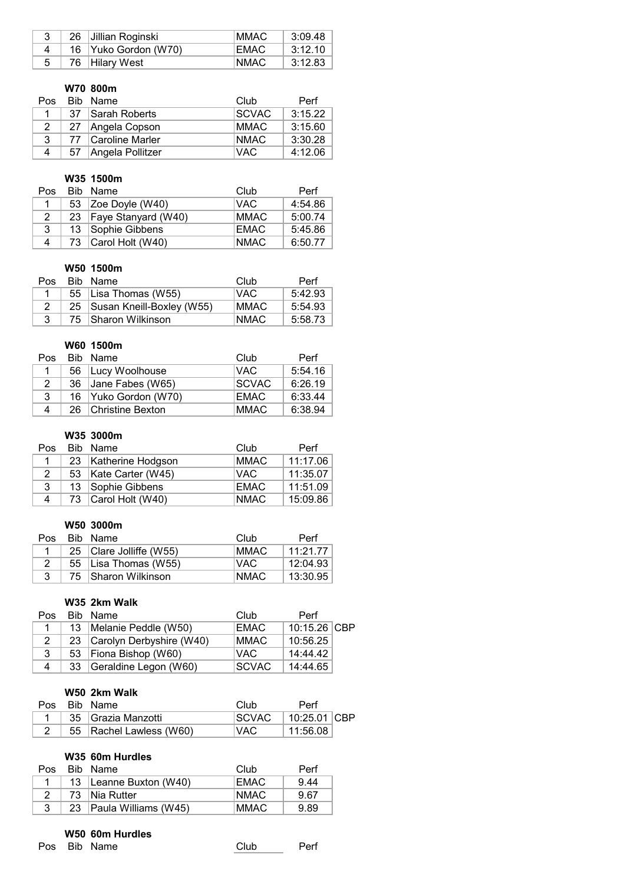| Pos | Bib | Name | Club | Perf |
|---|---|---|---|---|
| 3 | 26 | Jillian Roginski | MMAC | 3:09.48 |
| 4 | 16 | Yuko Gordon (W70) | EMAC | 3:12.10 |
| 5 | 76 | Hilary West | NMAC | 3:12.83 |

**W70 800m**

| Pos | Bib | Name | Club | Perf |
|---|---|---|---|---|
| 1 | 37 | Sarah Roberts | SCVAC | 3:15.22 |
| 2 | 27 | Angela Copson | MMAC | 3:15.60 |
| 3 | 77 | Caroline Marler | NMAC | 3:30.28 |
| 4 | 57 | Angela Pollitzer | VAC | 4:12.06 |

**W35 1500m**

| Pos | Bib | Name | Club | Perf |
|---|---|---|---|---|
| 1 | 53 | Zoe Doyle (W40) | VAC | 4:54.86 |
| 2 | 23 | Faye Stanyard (W40) | MMAC | 5:00.74 |
| 3 | 13 | Sophie Gibbens | EMAC | 5:45.86 |
| 4 | 73 | Carol Holt (W40) | NMAC | 6:50.77 |

**W50 1500m**

| Pos | Bib | Name | Club | Perf |
|---|---|---|---|---|
| 1 | 55 | Lisa Thomas (W55) | VAC | 5:42.93 |
| 2 | 25 | Susan Kneill-Boxley (W55) | MMAC | 5:54.93 |
| 3 | 75 | Sharon Wilkinson | NMAC | 5:58.73 |

**W60 1500m**

| Pos | Bib | Name | Club | Perf |
|---|---|---|---|---|
| 1 | 56 | Lucy Woolhouse | VAC | 5:54.16 |
| 2 | 36 | Jane Fabes (W65) | SCVAC | 6:26.19 |
| 3 | 16 | Yuko Gordon (W70) | EMAC | 6:33.44 |
| 4 | 26 | Christine Bexton | MMAC | 6:38.94 |

**W35 3000m**

| Pos | Bib | Name | Club | Perf |
|---|---|---|---|---|
| 1 | 23 | Katherine Hodgson | MMAC | 11:17.06 |
| 2 | 53 | Kate Carter (W45) | VAC | 11:35.07 |
| 3 | 13 | Sophie Gibbens | EMAC | 11:51.09 |
| 4 | 73 | Carol Holt (W40) | NMAC | 15:09.86 |

**W50 3000m**

| Pos | Bib | Name | Club | Perf |
|---|---|---|---|---|
| 1 | 25 | Clare Jolliffe (W55) | MMAC | 11:21.77 |
| 2 | 55 | Lisa Thomas (W55) | VAC | 12:04.93 |
| 3 | 75 | Sharon Wilkinson | NMAC | 13:30.95 |

**W35 2km Walk**

| Pos | Bib | Name | Club | Perf | |
|---|---|---|---|---|---|
| 1 | 13 | Melanie Peddle (W50) | EMAC | 10:15.26 | CBP |
| 2 | 23 | Carolyn Derbyshire (W40) | MMAC | 10:56.25 | |
| 3 | 53 | Fiona Bishop (W60) | VAC | 14:44.42 | |
| 4 | 33 | Geraldine Legon (W60) | SCVAC | 14:44.65 | |

**W50 2km Walk**

| Pos | Bib | Name | Club | Perf | |
|---|---|---|---|---|---|
| 1 | 35 | Grazia Manzotti | SCVAC | 10:25.01 | CBP |
| 2 | 55 | Rachel Lawless (W60) | VAC | 11:56.08 | |

**W35 60m Hurdles**

| Pos | Bib | Name | Club | Perf |
|---|---|---|---|---|
| 1 | 13 | Leanne Buxton (W40) | EMAC | 9.44 |
| 2 | 73 | Nia Rutter | NMAC | 9.67 |
| 3 | 23 | Paula Williams (W45) | MMAC | 9.89 |

**W50 60m Hurdles**

| Pos | Bib | Name | Club | Perf |
|---|---|---|---|---|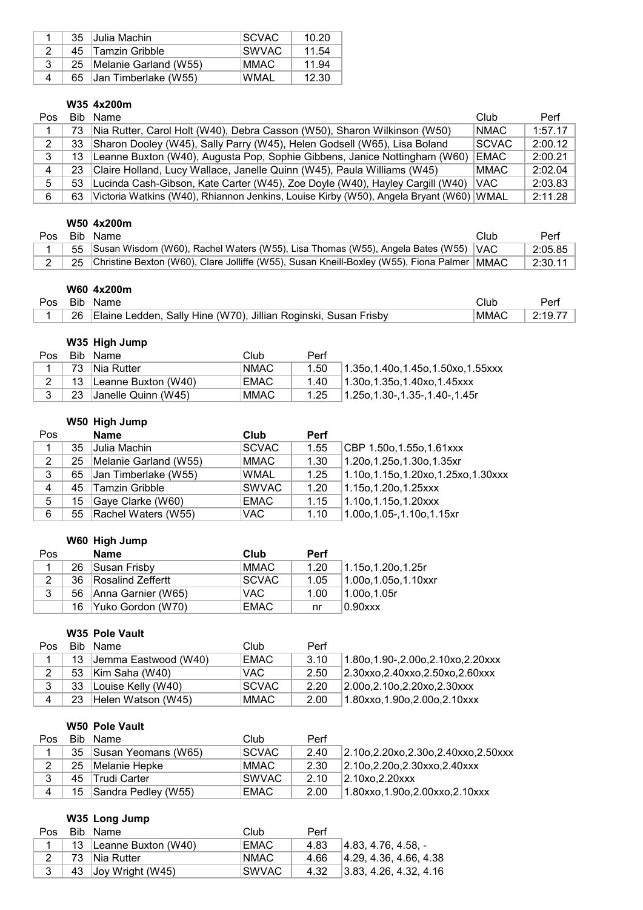| | | | | |
|---|---|---|---|---|
| 1 | 35 | Julia Machin | SCVAC | 10.20 |
| 2 | 45 | Tamzin Gribble | SWVAC | 11.54 |
| 3 | 25 | Melanie Garland (W55) | MMAC | 11.94 |
| 4 | 65 | Jan Timberlake (W55) | WMAL | 12.30 |

### W35 4x200m

| Pos | Bib | Name | Club | Perf |
|---|---|---|---|---|
| 1 | 73 | Nia Rutter, Carol Holt (W40), Debra Casson (W50), Sharon Wilkinson (W50) | NMAC | 1:57.17 |
| 2 | 33 | Sharon Dooley (W45), Sally Parry (W45), Helen Godsell (W65), Lisa Boland | SCVAC | 2:00.12 |
| 3 | 13 | Leanne Buxton (W40), Augusta Pop, Sophie Gibbens, Janice Nottingham (W60) | EMAC | 2:00.21 |
| 4 | 23 | Claire Holland, Lucy Wallace, Janelle Quinn (W45), Paula Williams (W45) | MMAC | 2:02.04 |
| 5 | 53 | Lucinda Cash-Gibson, Kate Carter (W45), Zoe Doyle (W40), Hayley Cargill (W40) | VAC | 2:03.83 |
| 6 | 63 | Victoria Watkins (W40), Rhiannon Jenkins, Louise Kirby (W50), Angela Bryant (W60) | WMAL | 2:11.28 |

### W50 4x200m

| Pos | Bib | Name | Club | Perf |
|---|---|---|---|---|
| 1 | 55 | Susan Wisdom (W60), Rachel Waters (W55), Lisa Thomas (W55), Angela Bates (W55) | VAC | 2:05.85 |
| 2 | 25 | Christine Bexton (W60), Clare Jolliffe (W55), Susan Kneill-Boxley (W55), Fiona Palmer | MMAC | 2:30.11 |

### W60 4x200m

| Pos | Bib | Name | Club | Perf |
|---|---|---|---|---|
| 1 | 26 | Elaine Ledden, Sally Hine (W70), Jillian Roginski, Susan Frisby | MMAC | 2:19.77 |

### W35 High Jump

| Pos | Bib | Name | Club | Perf | |
|---|---|---|---|---|---|
| 1 | 73 | Nia Rutter | NMAC | 1.50 | 1.35o,1.40o,1.45o,1.50xo,1.55xxx |
| 2 | 13 | Leanne Buxton (W40) | EMAC | 1.40 | 1.30o,1.35o,1.40xo,1.45xxx |
| 3 | 23 | Janelle Quinn (W45) | MMAC | 1.25 | 1.25o,1.30-,1.35-,1.40-,1.45r |

### W50 High Jump

| Pos | | Name | Club | Perf | |
|---|---|---|---|---|---|
| 1 | 35 | Julia Machin | SCVAC | 1.55 | CBP 1.50o,1.55o,1.61xxx |
| 2 | 25 | Melanie Garland (W55) | MMAC | 1.30 | 1.20o,1.25o,1.30o,1.35xr |
| 3 | 65 | Jan Timberlake (W55) | WMAL | 1.25 | 1.10o,1.15o,1.20xo,1.25xo,1.30xxx |
| 4 | 45 | Tamzin Gribble | SWVAC | 1.20 | 1.15o,1.20o,1.25xxx |
| 5 | 15 | Gaye Clarke (W60) | EMAC | 1.15 | 1.10o,1.15o,1.20xxx |
| 6 | 55 | Rachel Waters (W55) | VAC | 1.10 | 1.00o,1.05-,1.10o,1.15xr |

### W60 High Jump

| Pos | | Name | Club | Perf | |
|---|---|---|---|---|---|
| 1 | 26 | Susan Frisby | MMAC | 1.20 | 1.15o,1.20o,1.25r |
| 2 | 36 | Rosalind Zeffertt | SCVAC | 1.05 | 1.00o,1.05o,1.10xxr |
| 3 | 56 | Anna Garnier (W65) | VAC | 1.00 | 1.00o,1.05r |
| | 16 | Yuko Gordon (W70) | EMAC | nr | 0.90xxx |

### W35 Pole Vault

| Pos | Bib | Name | Club | Perf | |
|---|---|---|---|---|---|
| 1 | 13 | Jemma Eastwood (W40) | EMAC | 3.10 | 1.80o,1.90-,2.00o,2.10xo,2.20xxx |
| 2 | 53 | Kim Saha (W40) | VAC | 2.50 | 2.30xxo,2.40xxo,2.50xo,2.60xxx |
| 3 | 33 | Louise Kelly (W40) | SCVAC | 2.20 | 2.00o,2.10o,2.20xo,2.30xxx |
| 4 | 23 | Helen Watson (W45) | MMAC | 2.00 | 1.80xxo,1.90o,2.00o,2.10xxx |

### W50 Pole Vault

| Pos | Bib | Name | Club | Perf | |
|---|---|---|---|---|---|
| 1 | 35 | Susan Yeomans (W65) | SCVAC | 2.40 | 2.10o,2.20xo,2.30o,2.40xxo,2.50xxx |
| 2 | 25 | Melanie Hepke | MMAC | 2.30 | 2.10o,2.20o,2.30xxo,2.40xxx |
| 3 | 45 | Trudi Carter | SWVAC | 2.10 | 2.10xo,2.20xxx |
| 4 | 15 | Sandra Pedley (W55) | EMAC | 2.00 | 1.80xxo,1.90o,2.00xxo,2.10xxx |

### W35 Long Jump

| Pos | Bib | Name | Club | Perf | |
|---|---|---|---|---|---|
| 1 | 13 | Leanne Buxton (W40) | EMAC | 4.83 | 4.83, 4.76, 4.58, - |
| 2 | 73 | Nia Rutter | NMAC | 4.66 | 4.29, 4.36, 4.66, 4.38 |
| 3 | 43 | Joy Wright (W45) | SWVAC | 4.32 | 3.83, 4.26, 4.32, 4.16 |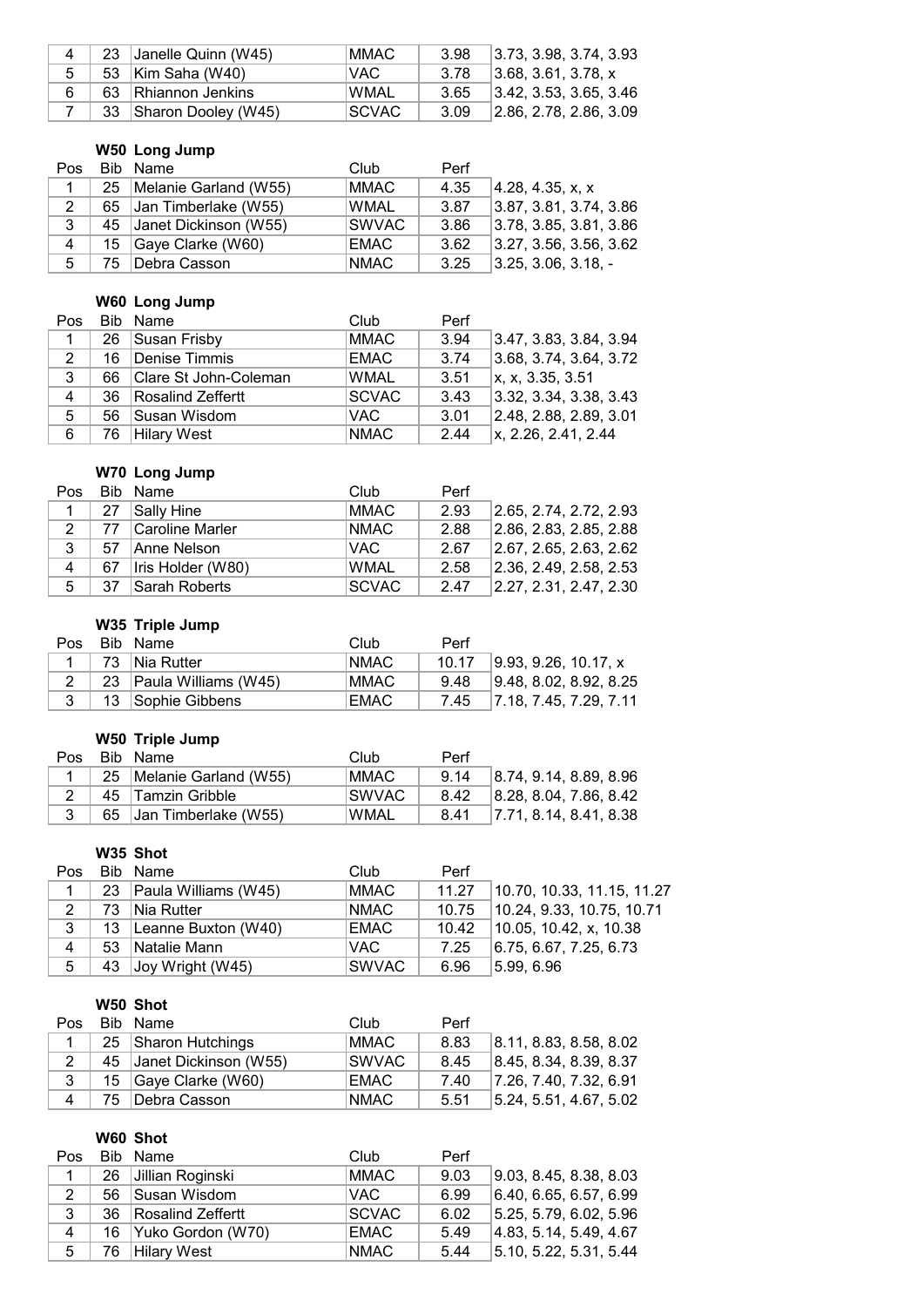| Pos | Bib | Name | Club | Perf | |
|---|---|---|---|---|---|
| 4 | 23 | Janelle Quinn (W45) | MMAC | 3.98 | 3.73, 3.98, 3.74, 3.93 |
| 5 | 53 | Kim Saha (W40) | VAC | 3.78 | 3.68, 3.61, 3.78, x |
| 6 | 63 | Rhiannon Jenkins | WMAL | 3.65 | 3.42, 3.53, 3.65, 3.46 |
| 7 | 33 | Sharon Dooley (W45) | SCVAC | 3.09 | 2.86, 2.78, 2.86, 3.09 |

### W50 Long Jump

| Pos | Bib | Name | Club | Perf | |
|---|---|---|---|---|---|
| 1 | 25 | Melanie Garland (W55) | MMAC | 4.35 | 4.28, 4.35, x, x |
| 2 | 65 | Jan Timberlake (W55) | WMAL | 3.87 | 3.87, 3.81, 3.74, 3.86 |
| 3 | 45 | Janet Dickinson (W55) | SWVAC | 3.86 | 3.78, 3.85, 3.81, 3.86 |
| 4 | 15 | Gaye Clarke (W60) | EMAC | 3.62 | 3.27, 3.56, 3.56, 3.62 |
| 5 | 75 | Debra Casson | NMAC | 3.25 | 3.25, 3.06, 3.18, - |

### W60 Long Jump

| Pos | Bib | Name | Club | Perf | |
|---|---|---|---|---|---|
| 1 | 26 | Susan Frisby | MMAC | 3.94 | 3.47, 3.83, 3.84, 3.94 |
| 2 | 16 | Denise Timmis | EMAC | 3.74 | 3.68, 3.74, 3.64, 3.72 |
| 3 | 66 | Clare St John-Coleman | WMAL | 3.51 | x, x, 3.35, 3.51 |
| 4 | 36 | Rosalind Zeffertt | SCVAC | 3.43 | 3.32, 3.34, 3.38, 3.43 |
| 5 | 56 | Susan Wisdom | VAC | 3.01 | 2.48, 2.88, 2.89, 3.01 |
| 6 | 76 | Hilary West | NMAC | 2.44 | x, 2.26, 2.41, 2.44 |

### W70 Long Jump

| Pos | Bib | Name | Club | Perf | |
|---|---|---|---|---|---|
| 1 | 27 | Sally Hine | MMAC | 2.93 | 2.65, 2.74, 2.72, 2.93 |
| 2 | 77 | Caroline Marler | NMAC | 2.88 | 2.86, 2.83, 2.85, 2.88 |
| 3 | 57 | Anne Nelson | VAC | 2.67 | 2.67, 2.65, 2.63, 2.62 |
| 4 | 67 | Iris Holder (W80) | WMAL | 2.58 | 2.36, 2.49, 2.58, 2.53 |
| 5 | 37 | Sarah Roberts | SCVAC | 2.47 | 2.27, 2.31, 2.47, 2.30 |

### W35 Triple Jump

| Pos | Bib | Name | Club | Perf | |
|---|---|---|---|---|---|
| 1 | 73 | Nia Rutter | NMAC | 10.17 | 9.93, 9.26, 10.17, x |
| 2 | 23 | Paula Williams (W45) | MMAC | 9.48 | 9.48, 8.02, 8.92, 8.25 |
| 3 | 13 | Sophie Gibbens | EMAC | 7.45 | 7.18, 7.45, 7.29, 7.11 |

### W50 Triple Jump

| Pos | Bib | Name | Club | Perf | |
|---|---|---|---|---|---|
| 1 | 25 | Melanie Garland (W55) | MMAC | 9.14 | 8.74, 9.14, 8.89, 8.96 |
| 2 | 45 | Tamzin Gribble | SWVAC | 8.42 | 8.28, 8.04, 7.86, 8.42 |
| 3 | 65 | Jan Timberlake (W55) | WMAL | 8.41 | 7.71, 8.14, 8.41, 8.38 |

### W35 Shot

| Pos | Bib | Name | Club | Perf | |
|---|---|---|---|---|---|
| 1 | 23 | Paula Williams (W45) | MMAC | 11.27 | 10.70, 10.33, 11.15, 11.27 |
| 2 | 73 | Nia Rutter | NMAC | 10.75 | 10.24, 9.33, 10.75, 10.71 |
| 3 | 13 | Leanne Buxton (W40) | EMAC | 10.42 | 10.05, 10.42, x, 10.38 |
| 4 | 53 | Natalie Mann | VAC | 7.25 | 6.75, 6.67, 7.25, 6.73 |
| 5 | 43 | Joy Wright (W45) | SWVAC | 6.96 | 5.99, 6.96 |

### W50 Shot

| Pos | Bib | Name | Club | Perf | |
|---|---|---|---|---|---|
| 1 | 25 | Sharon Hutchings | MMAC | 8.83 | 8.11, 8.83, 8.58, 8.02 |
| 2 | 45 | Janet Dickinson (W55) | SWVAC | 8.45 | 8.45, 8.34, 8.39, 8.37 |
| 3 | 15 | Gaye Clarke (W60) | EMAC | 7.40 | 7.26, 7.40, 7.32, 6.91 |
| 4 | 75 | Debra Casson | NMAC | 5.51 | 5.24, 5.51, 4.67, 5.02 |

### W60 Shot

| Pos | Bib | Name | Club | Perf | |
|---|---|---|---|---|---|
| 1 | 26 | Jillian Roginski | MMAC | 9.03 | 9.03, 8.45, 8.38, 8.03 |
| 2 | 56 | Susan Wisdom | VAC | 6.99 | 6.40, 6.65, 6.57, 6.99 |
| 3 | 36 | Rosalind Zeffertt | SCVAC | 6.02 | 5.25, 5.79, 6.02, 5.96 |
| 4 | 16 | Yuko Gordon (W70) | EMAC | 5.49 | 4.83, 5.14, 5.49, 4.67 |
| 5 | 76 | Hilary West | NMAC | 5.44 | 5.10, 5.22, 5.31, 5.44 |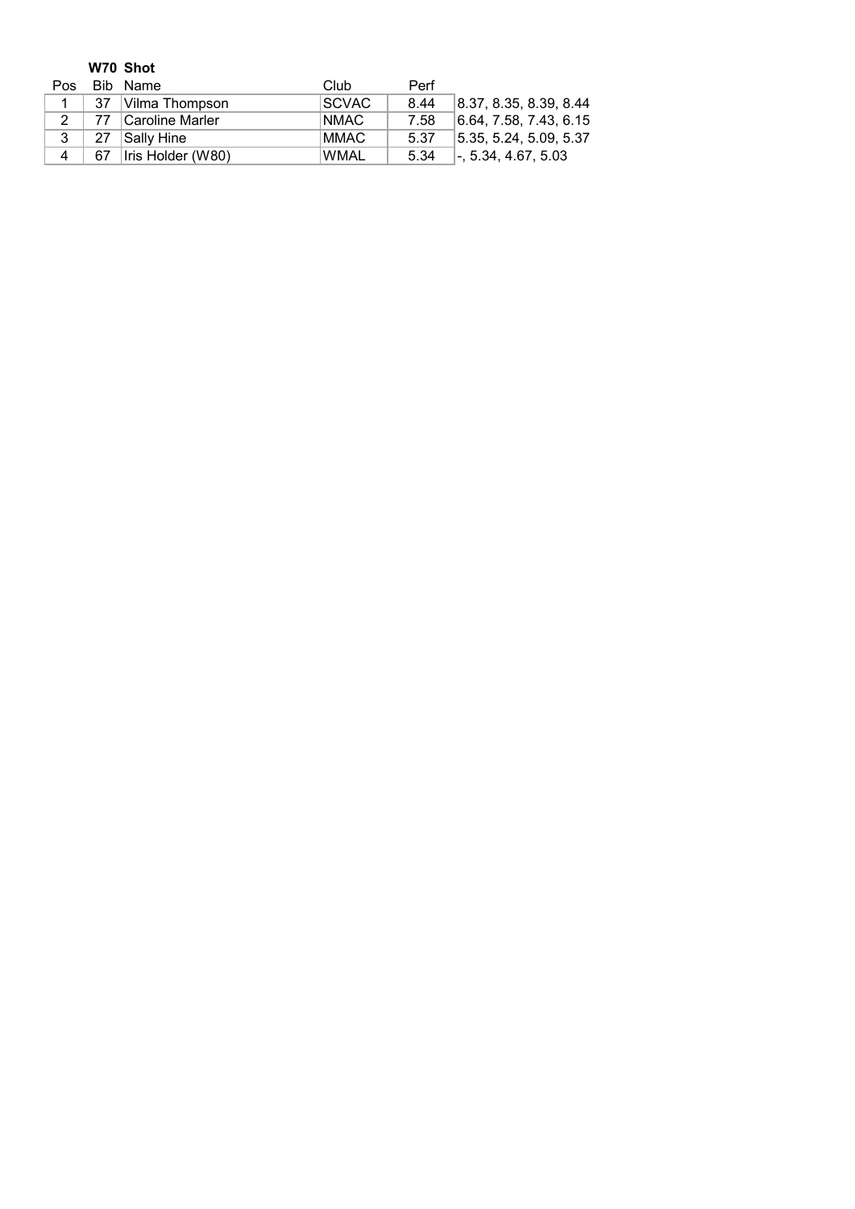**W70 Shot**

| Pos | Bib | Name | Club | Perf | |
|---|---|---|---|---|---|
| 1 | 37 | Vilma Thompson | SCVAC | 8.44 | 8.37, 8.35, 8.39, 8.44 |
| 2 | 77 | Caroline Marler | NMAC | 7.58 | 6.64, 7.58, 7.43, 6.15 |
| 3 | 27 | Sally Hine | MMAC | 5.37 | 5.35, 5.24, 5.09, 5.37 |
| 4 | 67 | Iris Holder (W80) | WMAL | 5.34 | -, 5.34, 4.67, 5.03 |